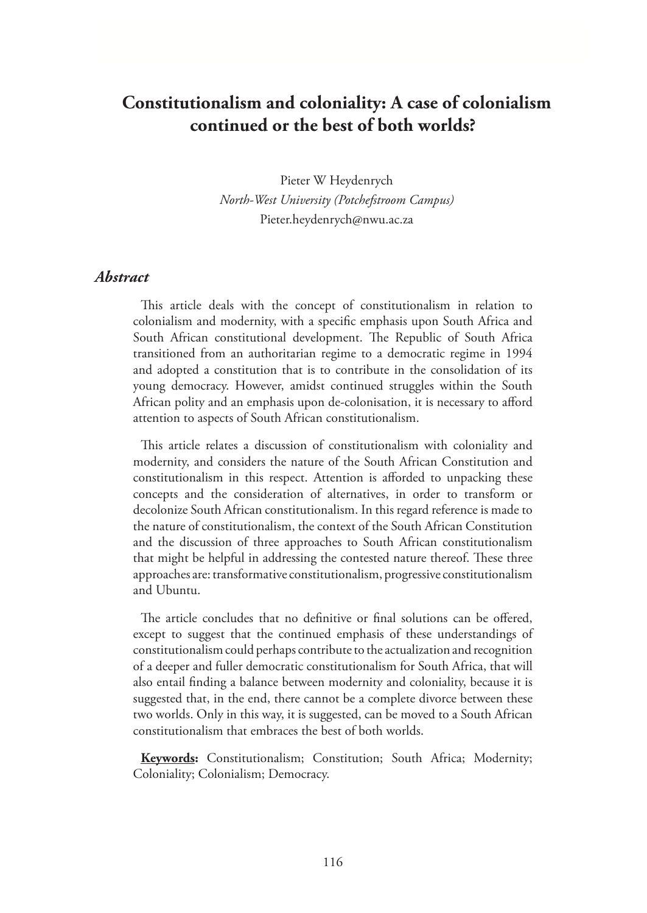# Constitutionalism and coloniality: A case of colonialism continued or the best of both worlds?

Pieter W Heydenrych
*North-West University (Potchefstroom Campus)*
Pieter.heydenrych@nwu.ac.za

## *Abstract*

This article deals with the concept of constitutionalism in relation to colonialism and modernity, with a specific emphasis upon South Africa and South African constitutional development. The Republic of South Africa transitioned from an authoritarian regime to a democratic regime in 1994 and adopted a constitution that is to contribute in the consolidation of its young democracy. However, amidst continued struggles within the South African polity and an emphasis upon de-colonisation, it is necessary to afford attention to aspects of South African constitutionalism.

This article relates a discussion of constitutionalism with coloniality and modernity, and considers the nature of the South African Constitution and constitutionalism in this respect. Attention is afforded to unpacking these concepts and the consideration of alternatives, in order to transform or decolonize South African constitutionalism. In this regard reference is made to the nature of constitutionalism, the context of the South African Constitution and the discussion of three approaches to South African constitutionalism that might be helpful in addressing the contested nature thereof. These three approaches are: transformative constitutionalism, progressive constitutionalism and Ubuntu.

The article concludes that no definitive or final solutions can be offered, except to suggest that the continued emphasis of these understandings of constitutionalism could perhaps contribute to the actualization and recognition of a deeper and fuller democratic constitutionalism for South Africa, that will also entail finding a balance between modernity and coloniality, because it is suggested that, in the end, there cannot be a complete divorce between these two worlds. Only in this way, it is suggested, can be moved to a South African constitutionalism that embraces the best of both worlds.

**Keywords:** Constitutionalism; Constitution; South Africa; Modernity; Coloniality; Colonialism; Democracy.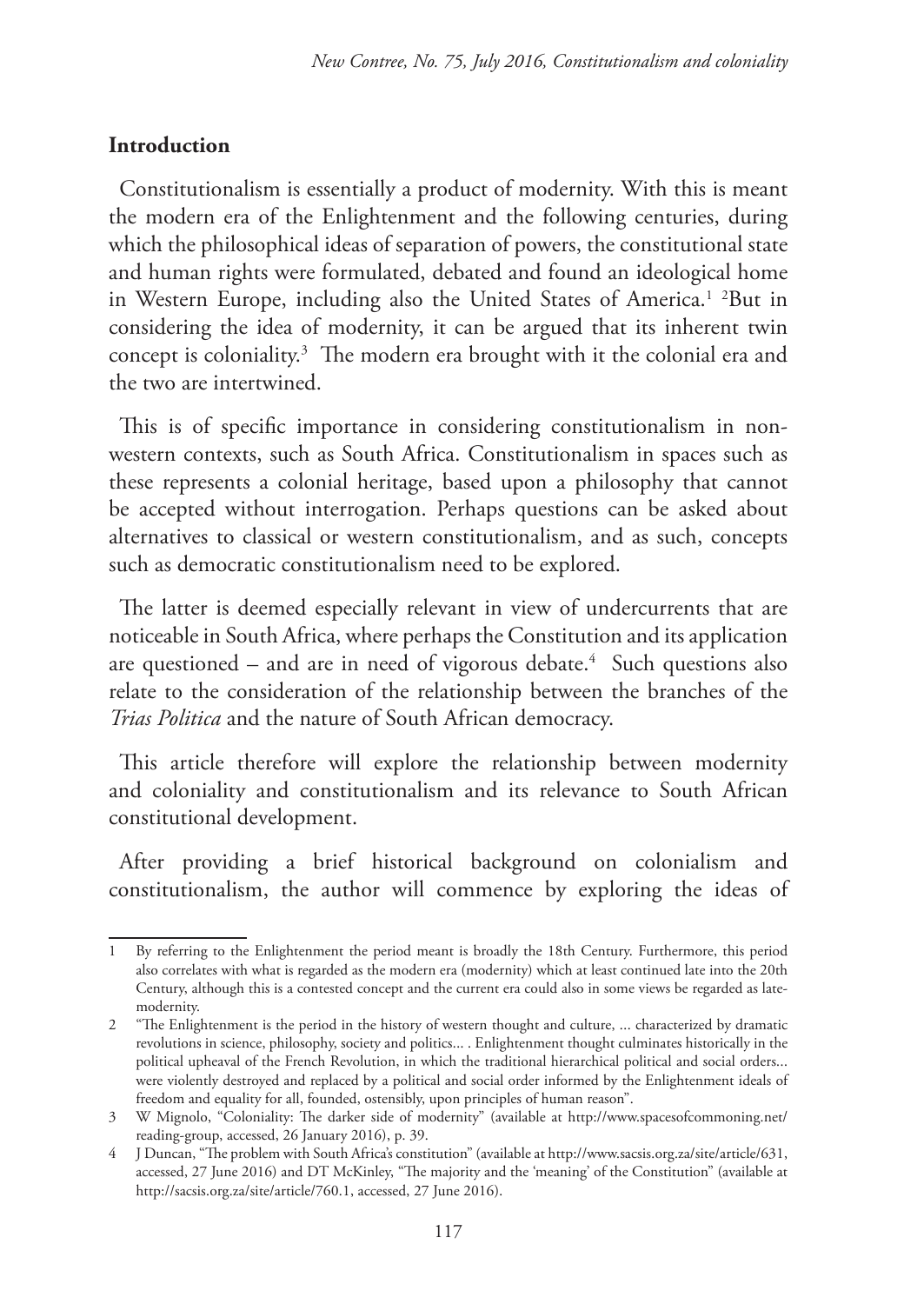## Introduction

Constitutionalism is essentially a product of modernity. With this is meant the modern era of the Enlightenment and the following centuries, during which the philosophical ideas of separation of powers, the constitutional state and human rights were formulated, debated and found an ideological home in Western Europe, including also the United States of America.[1] [2]But in considering the idea of modernity, it can be argued that its inherent twin concept is coloniality.[3] The modern era brought with it the colonial era and the two are intertwined.

This is of specific importance in considering constitutionalism in non-western contexts, such as South Africa. Constitutionalism in spaces such as these represents a colonial heritage, based upon a philosophy that cannot be accepted without interrogation. Perhaps questions can be asked about alternatives to classical or western constitutionalism, and as such, concepts such as democratic constitutionalism need to be explored.

The latter is deemed especially relevant in view of undercurrents that are noticeable in South Africa, where perhaps the Constitution and its application are questioned – and are in need of vigorous debate.[4] Such questions also relate to the consideration of the relationship between the branches of the *Trias Politica* and the nature of South African democracy.

This article therefore will explore the relationship between modernity and coloniality and constitutionalism and its relevance to South African constitutional development.

After providing a brief historical background on colonialism and constitutionalism, the author will commence by exploring the ideas of

---

1 By referring to the Enlightenment the period meant is broadly the 18th Century. Furthermore, this period also correlates with what is regarded as the modern era (modernity) which at least continued late into the 20th Century, although this is a contested concept and the current era could also in some views be regarded as late-modernity.

2 "The Enlightenment is the period in the history of western thought and culture, ... characterized by dramatic revolutions in science, philosophy, society and politics... . Enlightenment thought culminates historically in the political upheaval of the French Revolution, in which the traditional hierarchical political and social orders... were violently destroyed and replaced by a political and social order informed by the Enlightenment ideals of freedom and equality for all, founded, ostensibly, upon principles of human reason".

3 W Mignolo, "Coloniality: The darker side of modernity" (available at http://www.spacesofcommoning.net/reading-group, accessed, 26 January 2016), p. 39.

4 J Duncan, "The problem with South Africa's constitution" (available at http://www.sacsis.org.za/site/article/631, accessed, 27 June 2016) and DT McKinley, "The majority and the 'meaning' of the Constitution" (available at http://sacsis.org.za/site/article/760.1, accessed, 27 June 2016).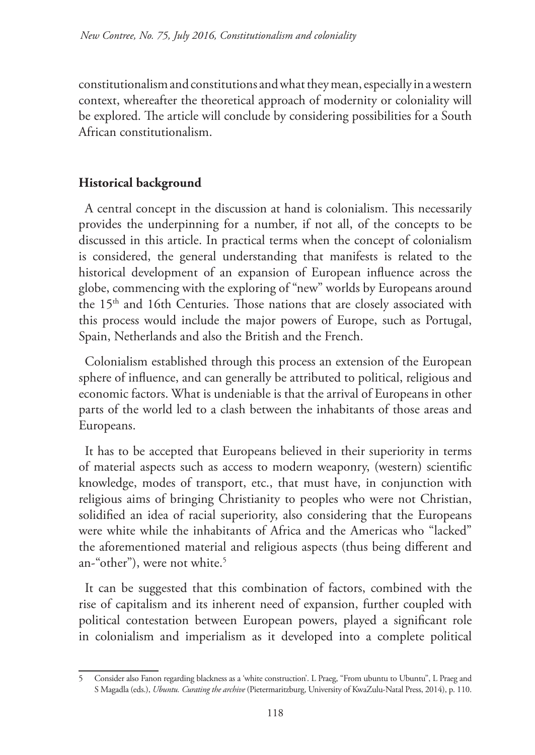constitutionalism and constitutions and what they mean, especially in a western context, whereafter the theoretical approach of modernity or coloniality will be explored. The article will conclude by considering possibilities for a South African constitutionalism.

## Historical background

A central concept in the discussion at hand is colonialism. This necessarily provides the underpinning for a number, if not all, of the concepts to be discussed in this article. In practical terms when the concept of colonialism is considered, the general understanding that manifests is related to the historical development of an expansion of European influence across the globe, commencing with the exploring of "new" worlds by Europeans around the 15th and 16th Centuries. Those nations that are closely associated with this process would include the major powers of Europe, such as Portugal, Spain, Netherlands and also the British and the French.

Colonialism established through this process an extension of the European sphere of influence, and can generally be attributed to political, religious and economic factors. What is undeniable is that the arrival of Europeans in other parts of the world led to a clash between the inhabitants of those areas and Europeans.

It has to be accepted that Europeans believed in their superiority in terms of material aspects such as access to modern weaponry, (western) scientific knowledge, modes of transport, etc., that must have, in conjunction with religious aims of bringing Christianity to peoples who were not Christian, solidified an idea of racial superiority, also considering that the Europeans were white while the inhabitants of Africa and the Americas who "lacked" the aforementioned material and religious aspects (thus being different and an-"other"), were not white.[5]

It can be suggested that this combination of factors, combined with the rise of capitalism and its inherent need of expansion, further coupled with political contestation between European powers, played a significant role in colonialism and imperialism as it developed into a complete political

---

5 Consider also Fanon regarding blackness as a 'white construction'. L Praeg, "From ubuntu to Ubuntu", L Praeg and S Magadla (eds.), *Ubuntu. Curating the archive* (Pietermaritzburg, University of KwaZulu-Natal Press, 2014), p. 110.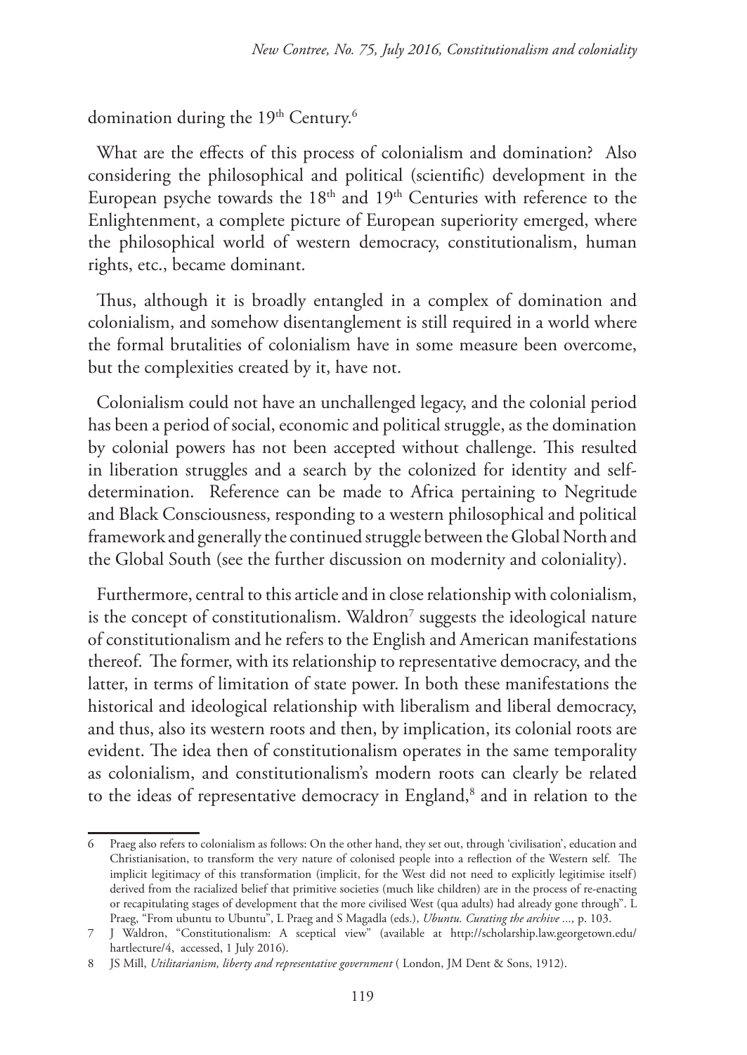domination during the 19th Century.[6]

What are the effects of this process of colonialism and domination? Also considering the philosophical and political (scientific) development in the European psyche towards the 18th and 19th Centuries with reference to the Enlightenment, a complete picture of European superiority emerged, where the philosophical world of western democracy, constitutionalism, human rights, etc., became dominant.

Thus, although it is broadly entangled in a complex of domination and colonialism, and somehow disentanglement is still required in a world where the formal brutalities of colonialism have in some measure been overcome, but the complexities created by it, have not.

Colonialism could not have an unchallenged legacy, and the colonial period has been a period of social, economic and political struggle, as the domination by colonial powers has not been accepted without challenge. This resulted in liberation struggles and a search by the colonized for identity and self-determination. Reference can be made to Africa pertaining to Negritude and Black Consciousness, responding to a western philosophical and political framework and generally the continued struggle between the Global North and the Global South (see the further discussion on modernity and coloniality).

Furthermore, central to this article and in close relationship with colonialism, is the concept of constitutionalism. Waldron[7] suggests the ideological nature of constitutionalism and he refers to the English and American manifestations thereof. The former, with its relationship to representative democracy, and the latter, in terms of limitation of state power. In both these manifestations the historical and ideological relationship with liberalism and liberal democracy, and thus, also its western roots and then, by implication, its colonial roots are evident. The idea then of constitutionalism operates in the same temporality as colonialism, and constitutionalism's modern roots can clearly be related to the ideas of representative democracy in England,[8] and in relation to the

---

6 Praeg also refers to colonialism as follows: On the other hand, they set out, through 'civilisation', education and Christianisation, to transform the very nature of colonised people into a reflection of the Western self. The implicit legitimacy of this transformation (implicit, for the West did not need to explicitly legitimise itself) derived from the racialized belief that primitive societies (much like children) are in the process of re-enacting or recapitulating stages of development that the more civilised West (qua adults) had already gone through". L Praeg, "From ubuntu to Ubuntu", L Praeg and S Magadla (eds.), *Ubuntu. Curating the archive ...,* p. 103.

7 J Waldron, "Constitutionalism: A sceptical view" (available at http://scholarship.law.georgetown.edu/hartlecture/4, accessed, 1 July 2016).

8 JS Mill, *Utilitarianism, liberty and representative government* ( London, JM Dent & Sons, 1912).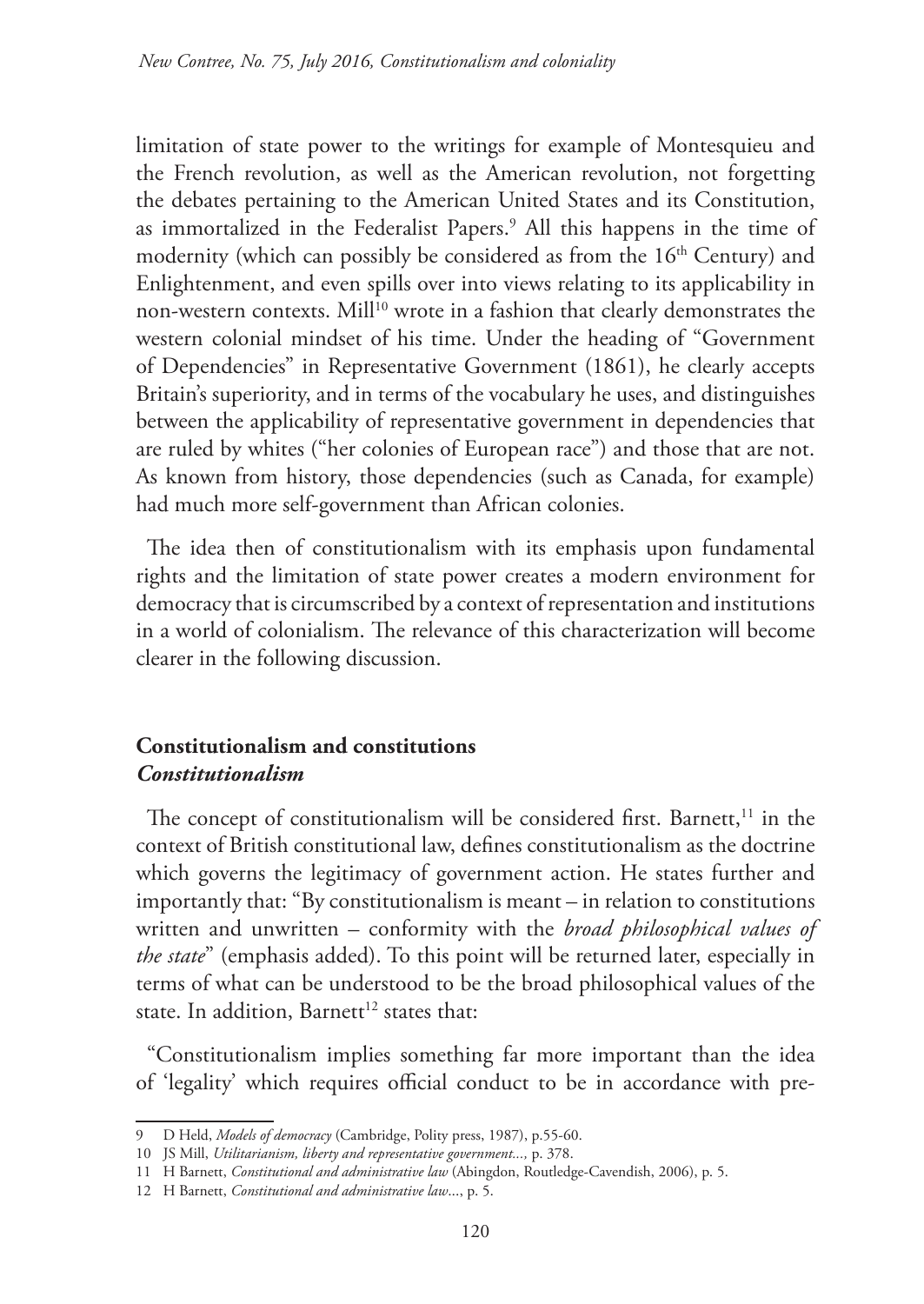limitation of state power to the writings for example of Montesquieu and the French revolution, as well as the American revolution, not forgetting the debates pertaining to the American United States and its Constitution, as immortalized in the Federalist Papers.[9] All this happens in the time of modernity (which can possibly be considered as from the 16th Century) and Enlightenment, and even spills over into views relating to its applicability in non-western contexts. Mill[10] wrote in a fashion that clearly demonstrates the western colonial mindset of his time. Under the heading of "Government of Dependencies" in Representative Government (1861), he clearly accepts Britain's superiority, and in terms of the vocabulary he uses, and distinguishes between the applicability of representative government in dependencies that are ruled by whites ("her colonies of European race") and those that are not. As known from history, those dependencies (such as Canada, for example) had much more self-government than African colonies.

The idea then of constitutionalism with its emphasis upon fundamental rights and the limitation of state power creates a modern environment for democracy that is circumscribed by a context of representation and institutions in a world of colonialism. The relevance of this characterization will become clearer in the following discussion.

## Constitutionalism and constitutions

### *Constitutionalism*

The concept of constitutionalism will be considered first. Barnett,[11] in the context of British constitutional law, defines constitutionalism as the doctrine which governs the legitimacy of government action. He states further and importantly that: "By constitutionalism is meant – in relation to constitutions written and unwritten – conformity with the *broad philosophical values of the state*" (emphasis added). To this point will be returned later, especially in terms of what can be understood to be the broad philosophical values of the state. In addition, Barnett[12] states that:

"Constitutionalism implies something far more important than the idea of 'legality' which requires official conduct to be in accordance with pre-

---

9 D Held, *Models of democracy* (Cambridge, Polity press, 1987), p.55-60.

10 JS Mill, *Utilitarianism, liberty and representative government...,* p. 378.

11 H Barnett, *Constitutional and administrative law* (Abingdon, Routledge-Cavendish, 2006), p. 5.

12 H Barnett, *Constitutional and administrative law*..., p. 5.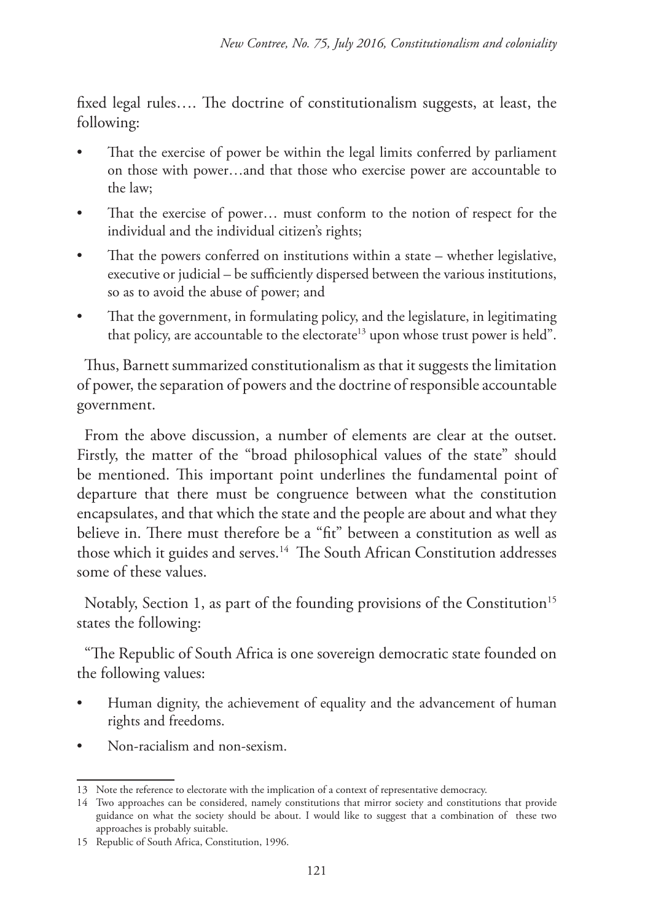fixed legal rules…. The doctrine of constitutionalism suggests, at least, the following:

- That the exercise of power be within the legal limits conferred by parliament on those with power…and that those who exercise power are accountable to the law;
- That the exercise of power… must conform to the notion of respect for the individual and the individual citizen's rights;
- That the powers conferred on institutions within a state – whether legislative, executive or judicial – be sufficiently dispersed between the various institutions, so as to avoid the abuse of power; and
- That the government, in formulating policy, and the legislature, in legitimating that policy, are accountable to the electorate[13] upon whose trust power is held".

Thus, Barnett summarized constitutionalism as that it suggests the limitation of power, the separation of powers and the doctrine of responsible accountable government.

From the above discussion, a number of elements are clear at the outset. Firstly, the matter of the "broad philosophical values of the state" should be mentioned. This important point underlines the fundamental point of departure that there must be congruence between what the constitution encapsulates, and that which the state and the people are about and what they believe in. There must therefore be a "fit" between a constitution as well as those which it guides and serves.[14] The South African Constitution addresses some of these values.

Notably, Section 1, as part of the founding provisions of the Constitution[15] states the following:

"The Republic of South Africa is one sovereign democratic state founded on the following values:

- Human dignity, the achievement of equality and the advancement of human rights and freedoms.
- Non-racialism and non-sexism.

---

13 Note the reference to electorate with the implication of a context of representative democracy.

14 Two approaches can be considered, namely constitutions that mirror society and constitutions that provide guidance on what the society should be about. I would like to suggest that a combination of these two approaches is probably suitable.

15 Republic of South Africa, Constitution, 1996.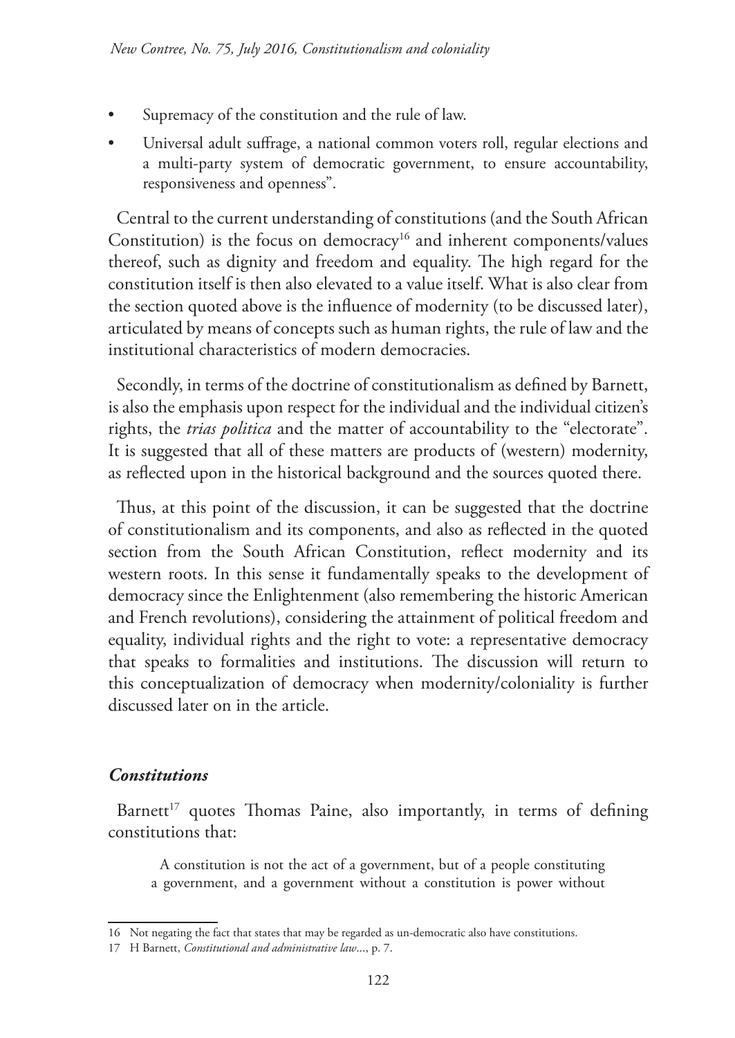- Supremacy of the constitution and the rule of law.
- Universal adult suffrage, a national common voters roll, regular elections and a multi-party system of democratic government, to ensure accountability, responsiveness and openness".

Central to the current understanding of constitutions (and the South African Constitution) is the focus on democracy[16] and inherent components/values thereof, such as dignity and freedom and equality. The high regard for the constitution itself is then also elevated to a value itself. What is also clear from the section quoted above is the influence of modernity (to be discussed later), articulated by means of concepts such as human rights, the rule of law and the institutional characteristics of modern democracies.

Secondly, in terms of the doctrine of constitutionalism as defined by Barnett, is also the emphasis upon respect for the individual and the individual citizen's rights, the *trias politica* and the matter of accountability to the "electorate". It is suggested that all of these matters are products of (western) modernity, as reflected upon in the historical background and the sources quoted there.

Thus, at this point of the discussion, it can be suggested that the doctrine of constitutionalism and its components, and also as reflected in the quoted section from the South African Constitution, reflect modernity and its western roots. In this sense it fundamentally speaks to the development of democracy since the Enlightenment (also remembering the historic American and French revolutions), considering the attainment of political freedom and equality, individual rights and the right to vote: a representative democracy that speaks to formalities and institutions. The discussion will return to this conceptualization of democracy when modernity/coloniality is further discussed later on in the article.

### *Constitutions*

Barnett[17] quotes Thomas Paine, also importantly, in terms of defining constitutions that:

> A constitution is not the act of a government, but of a people constituting a government, and a government without a constitution is power without

---

16 Not negating the fact that states that may be regarded as un-democratic also have constitutions.

17 H Barnett, *Constitutional and administrative law*..., p. 7.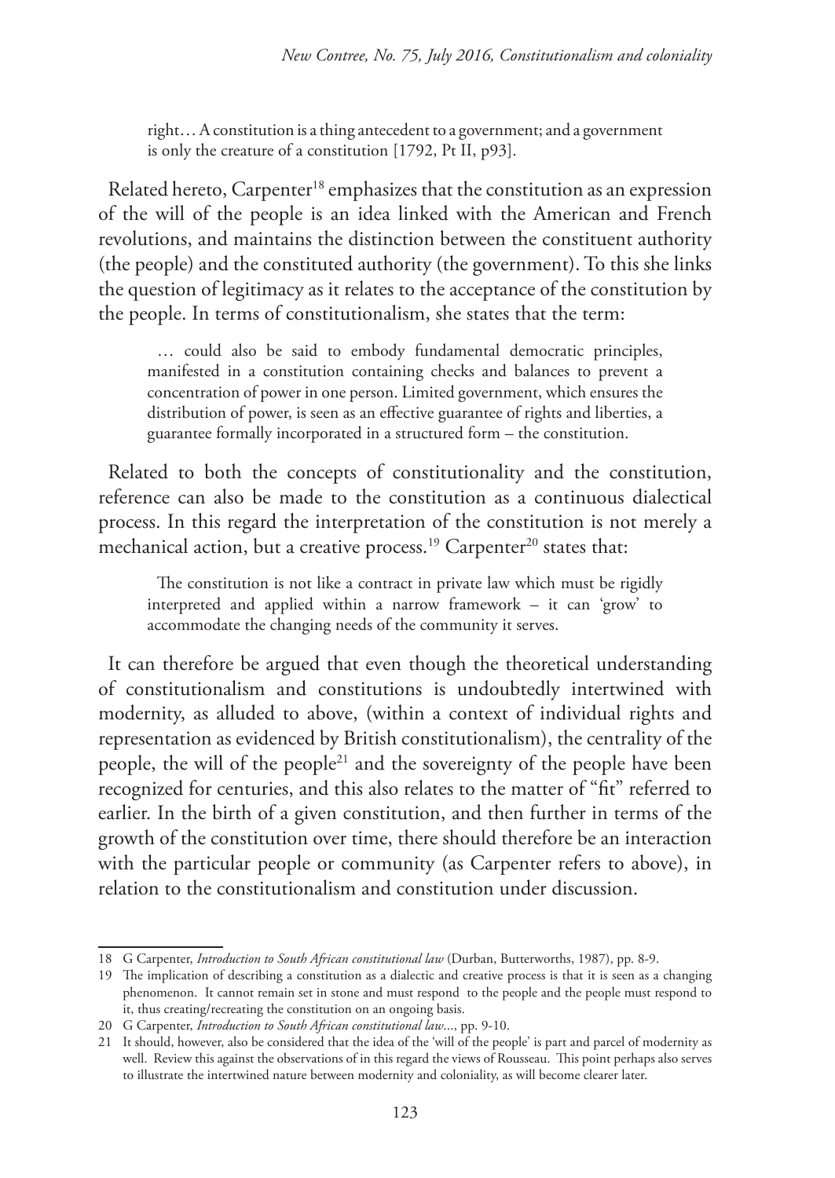> right… A constitution is a thing antecedent to a government; and a government is only the creature of a constitution [1792, Pt II, p93].

Related hereto, Carpenter[18] emphasizes that the constitution as an expression of the will of the people is an idea linked with the American and French revolutions, and maintains the distinction between the constituent authority (the people) and the constituted authority (the government). To this she links the question of legitimacy as it relates to the acceptance of the constitution by the people. In terms of constitutionalism, she states that the term:

> … could also be said to embody fundamental democratic principles, manifested in a constitution containing checks and balances to prevent a concentration of power in one person. Limited government, which ensures the distribution of power, is seen as an effective guarantee of rights and liberties, a guarantee formally incorporated in a structured form – the constitution.

Related to both the concepts of constitutionality and the constitution, reference can also be made to the constitution as a continuous dialectical process. In this regard the interpretation of the constitution is not merely a mechanical action, but a creative process.[19] Carpenter[20] states that:

> The constitution is not like a contract in private law which must be rigidly interpreted and applied within a narrow framework – it can 'grow' to accommodate the changing needs of the community it serves.

It can therefore be argued that even though the theoretical understanding of constitutionalism and constitutions is undoubtedly intertwined with modernity, as alluded to above, (within a context of individual rights and representation as evidenced by British constitutionalism), the centrality of the people, the will of the people[21] and the sovereignty of the people have been recognized for centuries, and this also relates to the matter of "fit" referred to earlier. In the birth of a given constitution, and then further in terms of the growth of the constitution over time, there should therefore be an interaction with the particular people or community (as Carpenter refers to above), in relation to the constitutionalism and constitution under discussion.

---

18 G Carpenter, *Introduction to South African constitutional law* (Durban, Butterworths, 1987), pp. 8-9.

19 The implication of describing a constitution as a dialectic and creative process is that it is seen as a changing phenomenon. It cannot remain set in stone and must respond to the people and the people must respond to it, thus creating/recreating the constitution on an ongoing basis.

20 G Carpenter, *Introduction to South African constitutional law*..., pp. 9-10.

21 It should, however, also be considered that the idea of the 'will of the people' is part and parcel of modernity as well. Review this against the observations of in this regard the views of Rousseau. This point perhaps also serves to illustrate the intertwined nature between modernity and coloniality, as will become clearer later.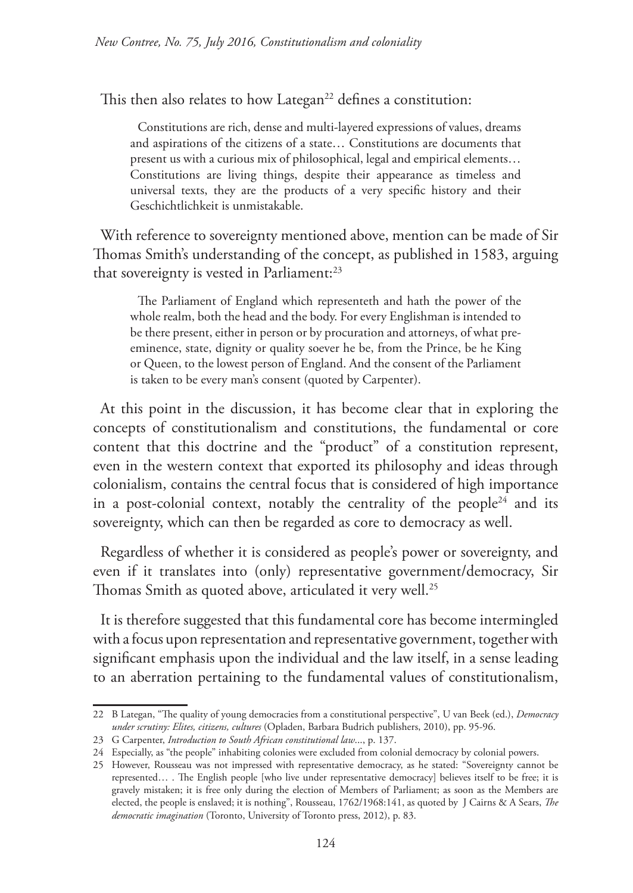This then also relates to how Lategan[22] defines a constitution:

> Constitutions are rich, dense and multi-layered expressions of values, dreams and aspirations of the citizens of a state… Constitutions are documents that present us with a curious mix of philosophical, legal and empirical elements… Constitutions are living things, despite their appearance as timeless and universal texts, they are the products of a very specific history and their Geschichtlichkeit is unmistakable.

With reference to sovereignty mentioned above, mention can be made of Sir Thomas Smith's understanding of the concept, as published in 1583, arguing that sovereignty is vested in Parliament:[23]

> The Parliament of England which representeth and hath the power of the whole realm, both the head and the body. For every Englishman is intended to be there present, either in person or by procuration and attorneys, of what pre-eminence, state, dignity or quality soever he be, from the Prince, be he King or Queen, to the lowest person of England. And the consent of the Parliament is taken to be every man's consent (quoted by Carpenter).

At this point in the discussion, it has become clear that in exploring the concepts of constitutionalism and constitutions, the fundamental or core content that this doctrine and the "product" of a constitution represent, even in the western context that exported its philosophy and ideas through colonialism, contains the central focus that is considered of high importance in a post-colonial context, notably the centrality of the people[24] and its sovereignty, which can then be regarded as core to democracy as well.

Regardless of whether it is considered as people's power or sovereignty, and even if it translates into (only) representative government/democracy, Sir Thomas Smith as quoted above, articulated it very well.[25]

It is therefore suggested that this fundamental core has become intermingled with a focus upon representation and representative government, together with significant emphasis upon the individual and the law itself, in a sense leading to an aberration pertaining to the fundamental values of constitutionalism,

---

22 B Lategan, "The quality of young democracies from a constitutional perspective", U van Beek (ed.), *Democracy under scrutiny: Elites, citizens, cultures* (Opladen, Barbara Budrich publishers, 2010), pp. 95-96.

23 G Carpenter, *Introduction to South African constitutional law*..., p. 137.

24 Especially, as "the people" inhabiting colonies were excluded from colonial democracy by colonial powers.

25 However, Rousseau was not impressed with representative democracy, as he stated: "Sovereignty cannot be represented… . The English people [who live under representative democracy] believes itself to be free; it is gravely mistaken; it is free only during the election of Members of Parliament; as soon as the Members are elected, the people is enslaved; it is nothing", Rousseau, 1762/1968:141, as quoted by J Cairns & A Sears, *The democratic imagination* (Toronto, University of Toronto press, 2012), p. 83.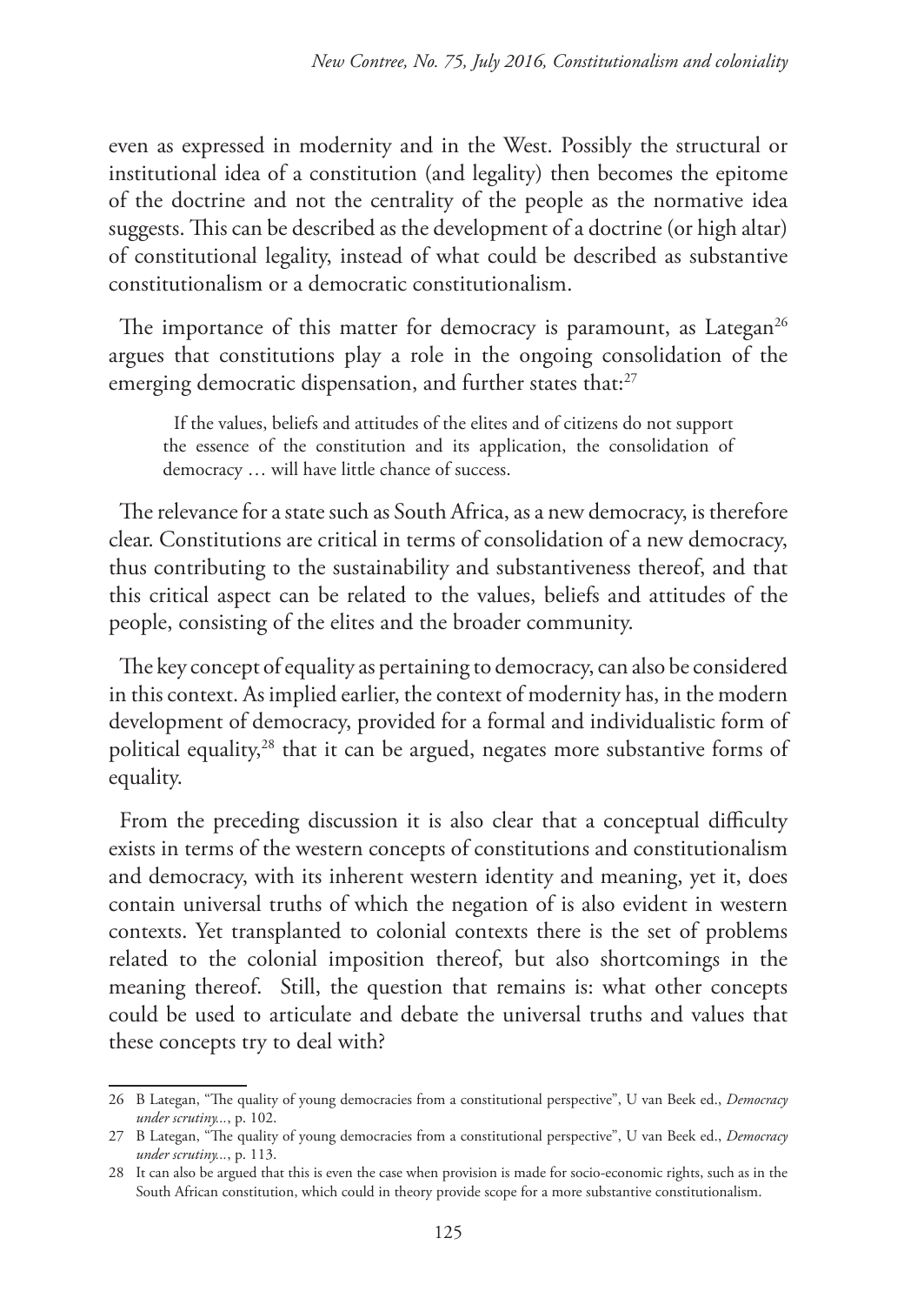even as expressed in modernity and in the West. Possibly the structural or institutional idea of a constitution (and legality) then becomes the epitome of the doctrine and not the centrality of the people as the normative idea suggests. This can be described as the development of a doctrine (or high altar) of constitutional legality, instead of what could be described as substantive constitutionalism or a democratic constitutionalism.

The importance of this matter for democracy is paramount, as Lategan[26] argues that constitutions play a role in the ongoing consolidation of the emerging democratic dispensation, and further states that:[27]

> If the values, beliefs and attitudes of the elites and of citizens do not support the essence of the constitution and its application, the consolidation of democracy … will have little chance of success.

The relevance for a state such as South Africa, as a new democracy, is therefore clear. Constitutions are critical in terms of consolidation of a new democracy, thus contributing to the sustainability and substantiveness thereof, and that this critical aspect can be related to the values, beliefs and attitudes of the people, consisting of the elites and the broader community.

The key concept of equality as pertaining to democracy, can also be considered in this context. As implied earlier, the context of modernity has, in the modern development of democracy, provided for a formal and individualistic form of political equality,[28] that it can be argued, negates more substantive forms of equality.

From the preceding discussion it is also clear that a conceptual difficulty exists in terms of the western concepts of constitutions and constitutionalism and democracy, with its inherent western identity and meaning, yet it, does contain universal truths of which the negation of is also evident in western contexts. Yet transplanted to colonial contexts there is the set of problems related to the colonial imposition thereof, but also shortcomings in the meaning thereof. Still, the question that remains is: what other concepts could be used to articulate and debate the universal truths and values that these concepts try to deal with?

---

26 B Lategan, "The quality of young democracies from a constitutional perspective", U van Beek ed., *Democracy under scrutiny...*, p. 102.

27 B Lategan, "The quality of young democracies from a constitutional perspective", U van Beek ed., *Democracy under scrutiny...*, p. 113.

28 It can also be argued that this is even the case when provision is made for socio-economic rights, such as in the South African constitution, which could in theory provide scope for a more substantive constitutionalism.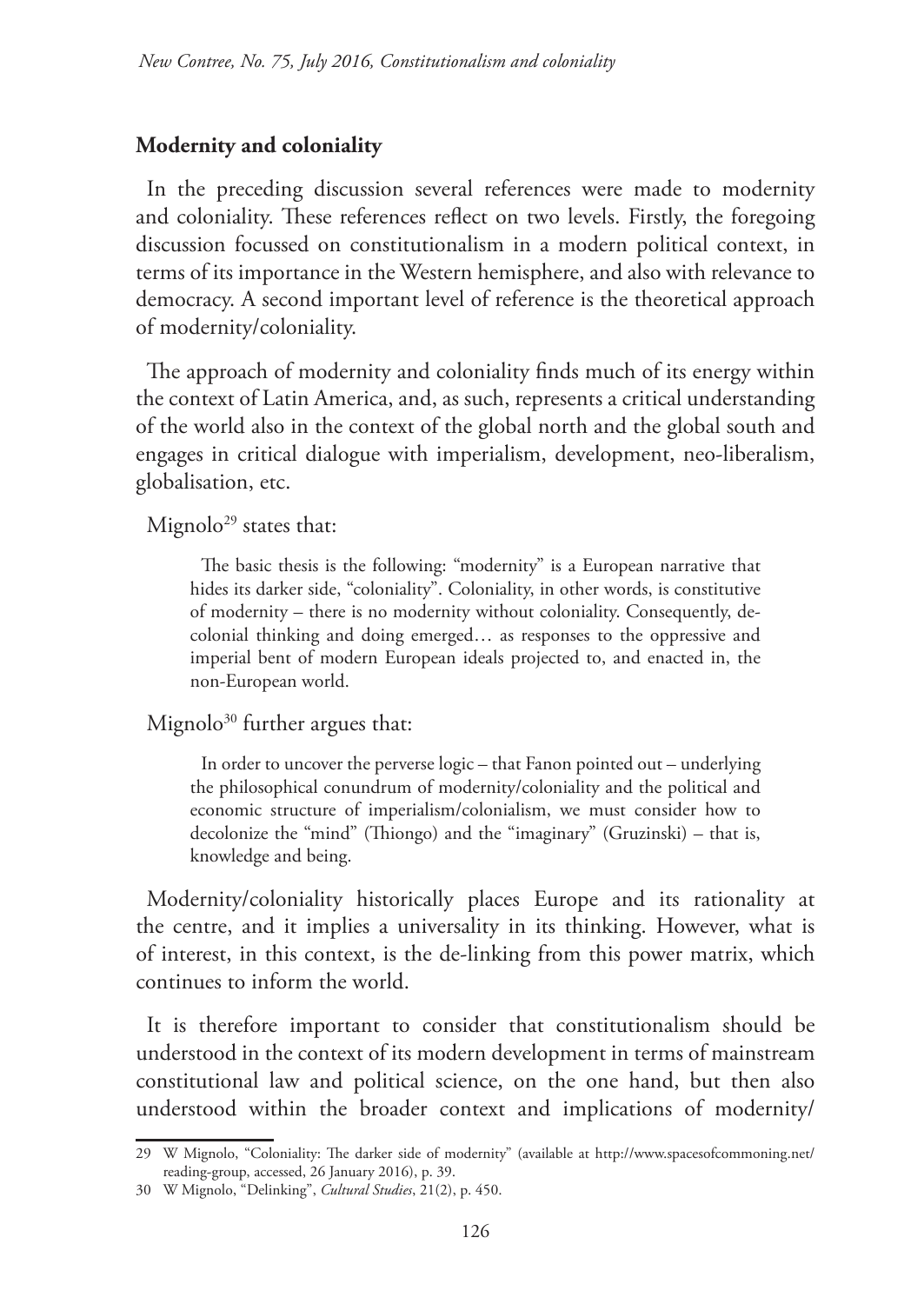## Modernity and coloniality

In the preceding discussion several references were made to modernity and coloniality. These references reflect on two levels. Firstly, the foregoing discussion focussed on constitutionalism in a modern political context, in terms of its importance in the Western hemisphere, and also with relevance to democracy. A second important level of reference is the theoretical approach of modernity/coloniality.

The approach of modernity and coloniality finds much of its energy within the context of Latin America, and, as such, represents a critical understanding of the world also in the context of the global north and the global south and engages in critical dialogue with imperialism, development, neo-liberalism, globalisation, etc.

Mignolo[29] states that:

> The basic thesis is the following: "modernity" is a European narrative that hides its darker side, "coloniality". Coloniality, in other words, is constitutive of modernity – there is no modernity without coloniality. Consequently, decolonial thinking and doing emerged… as responses to the oppressive and imperial bent of modern European ideals projected to, and enacted in, the non-European world.

Mignolo[30] further argues that:

> In order to uncover the perverse logic – that Fanon pointed out – underlying the philosophical conundrum of modernity/coloniality and the political and economic structure of imperialism/colonialism, we must consider how to decolonize the "mind" (Thiongo) and the "imaginary" (Gruzinski) – that is, knowledge and being.

Modernity/coloniality historically places Europe and its rationality at the centre, and it implies a universality in its thinking. However, what is of interest, in this context, is the de-linking from this power matrix, which continues to inform the world.

It is therefore important to consider that constitutionalism should be understood in the context of its modern development in terms of mainstream constitutional law and political science, on the one hand, but then also understood within the broader context and implications of modernity/

---

29 W Mignolo, "Coloniality: The darker side of modernity" (available at http://www.spacesofcommoning.net/reading-group, accessed, 26 January 2016), p. 39.

30 W Mignolo, "Delinking", *Cultural Studies*, 21(2), p. 450.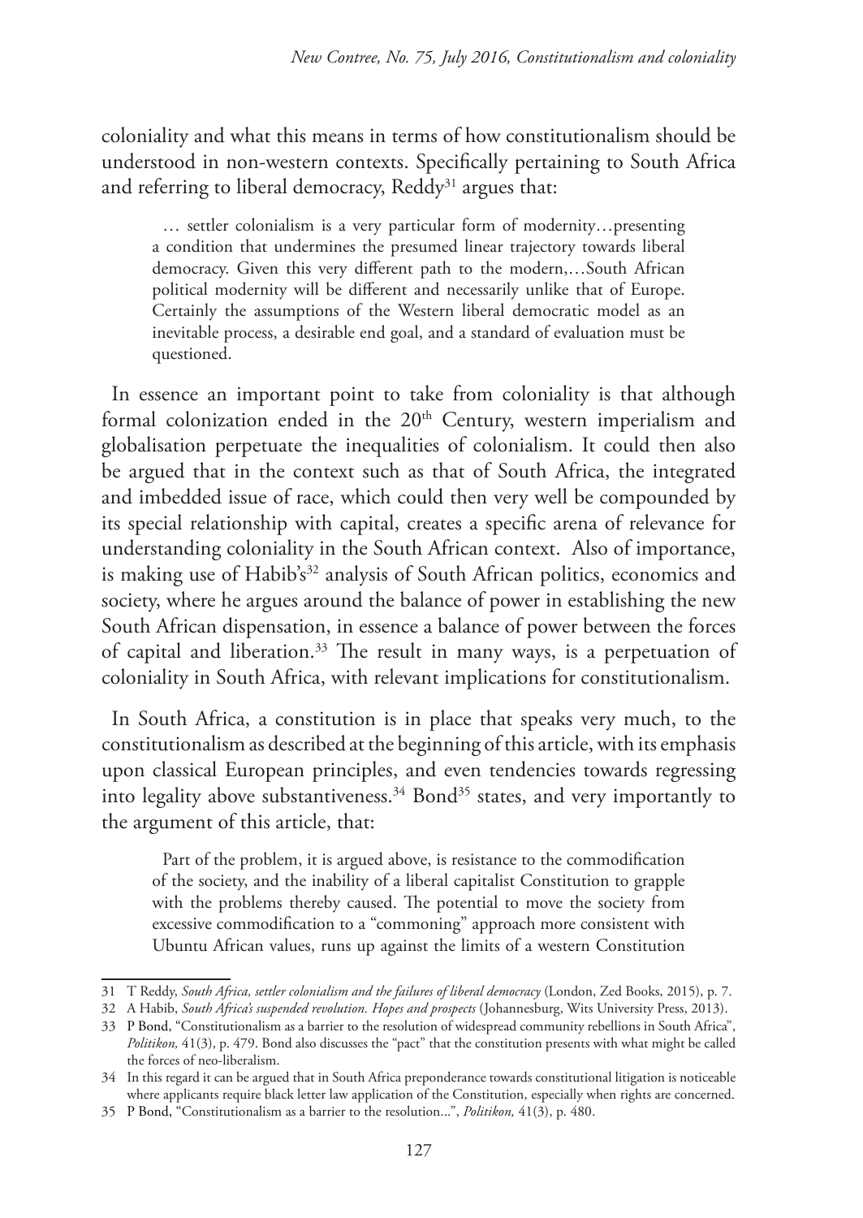coloniality and what this means in terms of how constitutionalism should be understood in non-western contexts. Specifically pertaining to South Africa and referring to liberal democracy, Reddy[31] argues that:

> … settler colonialism is a very particular form of modernity…presenting a condition that undermines the presumed linear trajectory towards liberal democracy. Given this very different path to the modern,…South African political modernity will be different and necessarily unlike that of Europe. Certainly the assumptions of the Western liberal democratic model as an inevitable process, a desirable end goal, and a standard of evaluation must be questioned.

In essence an important point to take from coloniality is that although formal colonization ended in the 20th Century, western imperialism and globalisation perpetuate the inequalities of colonialism. It could then also be argued that in the context such as that of South Africa, the integrated and imbedded issue of race, which could then very well be compounded by its special relationship with capital, creates a specific arena of relevance for understanding coloniality in the South African context. Also of importance, is making use of Habib's[32] analysis of South African politics, economics and society, where he argues around the balance of power in establishing the new South African dispensation, in essence a balance of power between the forces of capital and liberation.[33] The result in many ways, is a perpetuation of coloniality in South Africa, with relevant implications for constitutionalism.

In South Africa, a constitution is in place that speaks very much, to the constitutionalism as described at the beginning of this article, with its emphasis upon classical European principles, and even tendencies towards regressing into legality above substantiveness.[34] Bond[35] states, and very importantly to the argument of this article, that:

> Part of the problem, it is argued above, is resistance to the commodification of the society, and the inability of a liberal capitalist Constitution to grapple with the problems thereby caused. The potential to move the society from excessive commodification to a "commoning" approach more consistent with Ubuntu African values, runs up against the limits of a western Constitution

---

31 T Reddy, *South Africa, settler colonialism and the failures of liberal democracy* (London, Zed Books, 2015), p. 7.

32 A Habib, *South Africa's suspended revolution. Hopes and prospects* (Johannesburg, Wits University Press, 2013).

33 P Bond, "Constitutionalism as a barrier to the resolution of widespread community rebellions in South Africa", *Politikon,* 41(3), p. 479. Bond also discusses the "pact" that the constitution presents with what might be called the forces of neo-liberalism.

34 In this regard it can be argued that in South Africa preponderance towards constitutional litigation is noticeable where applicants require black letter law application of the Constitution, especially when rights are concerned.

35 P Bond, "Constitutionalism as a barrier to the resolution...", *Politikon,* 41(3), p. 480.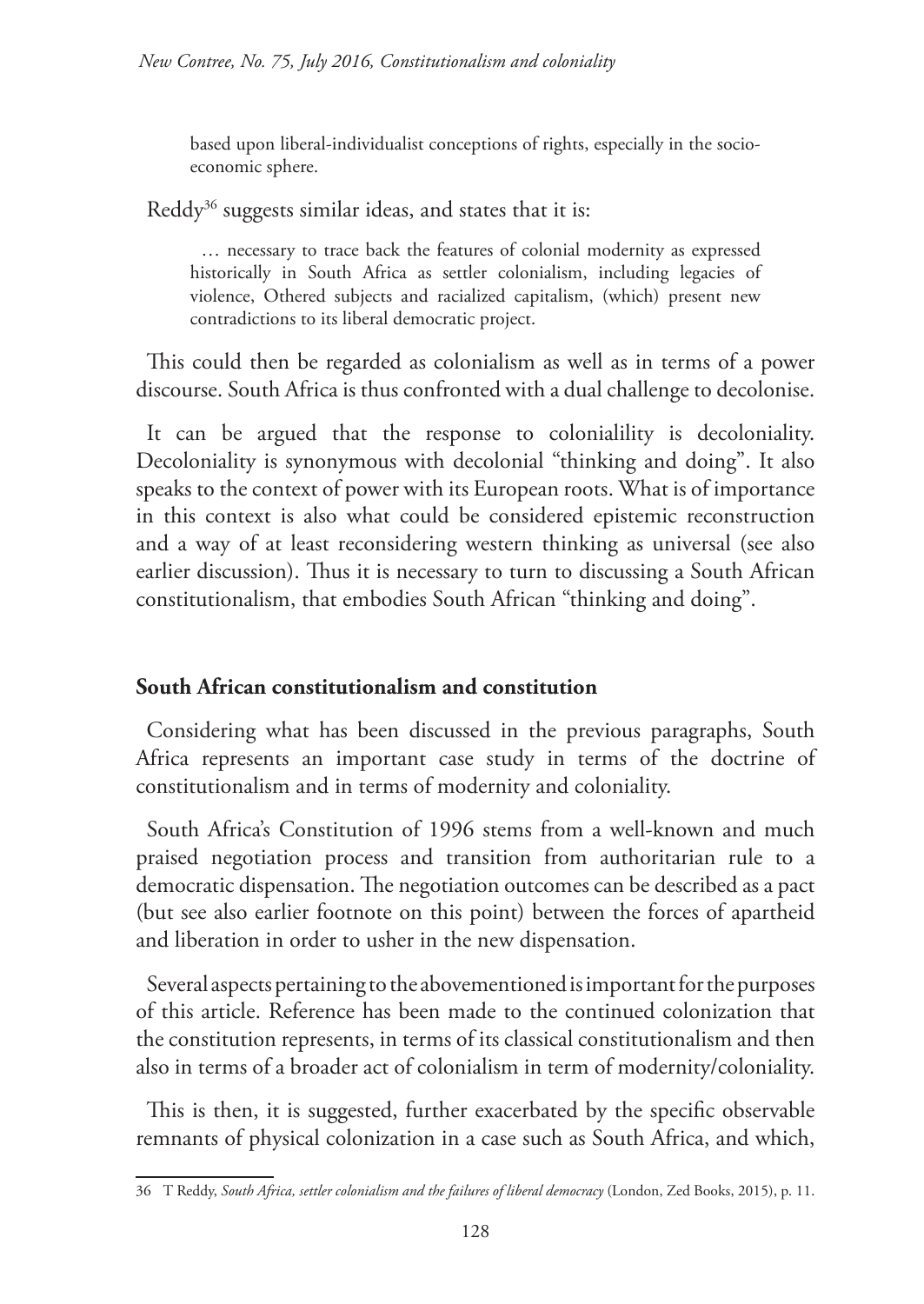> based upon liberal-individualist conceptions of rights, especially in the socio-economic sphere.

Reddy[36] suggests similar ideas, and states that it is:

> … necessary to trace back the features of colonial modernity as expressed historically in South Africa as settler colonialism, including legacies of violence, Othered subjects and racialized capitalism, (which) present new contradictions to its liberal democratic project.

This could then be regarded as colonialism as well as in terms of a power discourse. South Africa is thus confronted with a dual challenge to decolonise.

It can be argued that the response to colonialility is decoloniality. Decoloniality is synonymous with decolonial "thinking and doing". It also speaks to the context of power with its European roots. What is of importance in this context is also what could be considered epistemic reconstruction and a way of at least reconsidering western thinking as universal (see also earlier discussion). Thus it is necessary to turn to discussing a South African constitutionalism, that embodies South African "thinking and doing".

## South African constitutionalism and constitution

Considering what has been discussed in the previous paragraphs, South Africa represents an important case study in terms of the doctrine of constitutionalism and in terms of modernity and coloniality.

South Africa's Constitution of 1996 stems from a well-known and much praised negotiation process and transition from authoritarian rule to a democratic dispensation. The negotiation outcomes can be described as a pact (but see also earlier footnote on this point) between the forces of apartheid and liberation in order to usher in the new dispensation.

Several aspects pertaining to the abovementioned is important for the purposes of this article. Reference has been made to the continued colonization that the constitution represents, in terms of its classical constitutionalism and then also in terms of a broader act of colonialism in term of modernity/coloniality.

This is then, it is suggested, further exacerbated by the specific observable remnants of physical colonization in a case such as South Africa, and which,

---

36 T Reddy, *South Africa, settler colonialism and the failures of liberal democracy* (London, Zed Books, 2015), p. 11.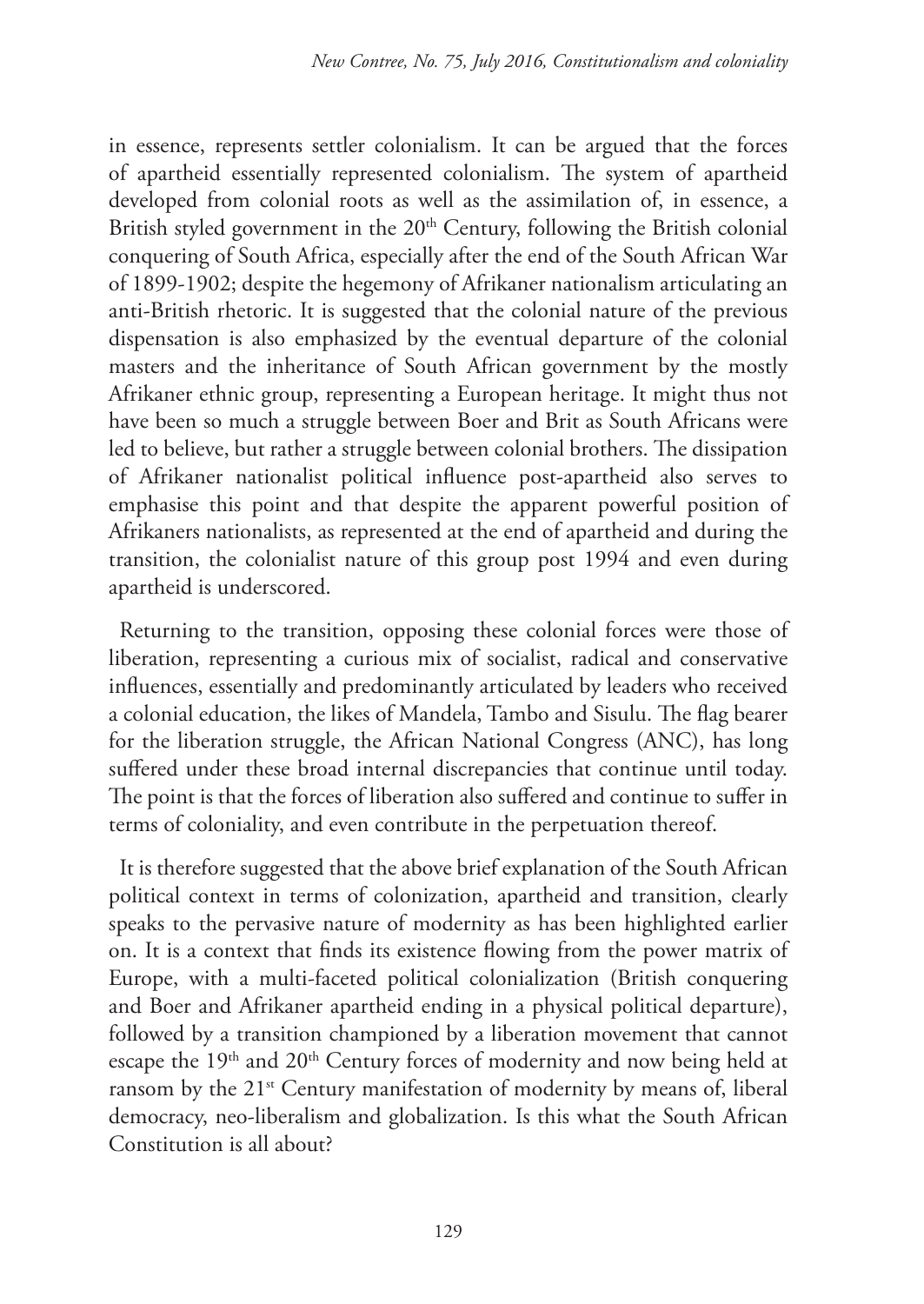in essence, represents settler colonialism. It can be argued that the forces of apartheid essentially represented colonialism. The system of apartheid developed from colonial roots as well as the assimilation of, in essence, a British styled government in the 20th Century, following the British colonial conquering of South Africa, especially after the end of the South African War of 1899-1902; despite the hegemony of Afrikaner nationalism articulating an anti-British rhetoric. It is suggested that the colonial nature of the previous dispensation is also emphasized by the eventual departure of the colonial masters and the inheritance of South African government by the mostly Afrikaner ethnic group, representing a European heritage. It might thus not have been so much a struggle between Boer and Brit as South Africans were led to believe, but rather a struggle between colonial brothers. The dissipation of Afrikaner nationalist political influence post-apartheid also serves to emphasise this point and that despite the apparent powerful position of Afrikaners nationalists, as represented at the end of apartheid and during the transition, the colonialist nature of this group post 1994 and even during apartheid is underscored.

Returning to the transition, opposing these colonial forces were those of liberation, representing a curious mix of socialist, radical and conservative influences, essentially and predominantly articulated by leaders who received a colonial education, the likes of Mandela, Tambo and Sisulu. The flag bearer for the liberation struggle, the African National Congress (ANC), has long suffered under these broad internal discrepancies that continue until today. The point is that the forces of liberation also suffered and continue to suffer in terms of coloniality, and even contribute in the perpetuation thereof.

It is therefore suggested that the above brief explanation of the South African political context in terms of colonization, apartheid and transition, clearly speaks to the pervasive nature of modernity as has been highlighted earlier on. It is a context that finds its existence flowing from the power matrix of Europe, with a multi-faceted political colonialization (British conquering and Boer and Afrikaner apartheid ending in a physical political departure), followed by a transition championed by a liberation movement that cannot escape the 19th and 20th Century forces of modernity and now being held at ransom by the 21st Century manifestation of modernity by means of, liberal democracy, neo-liberalism and globalization. Is this what the South African Constitution is all about?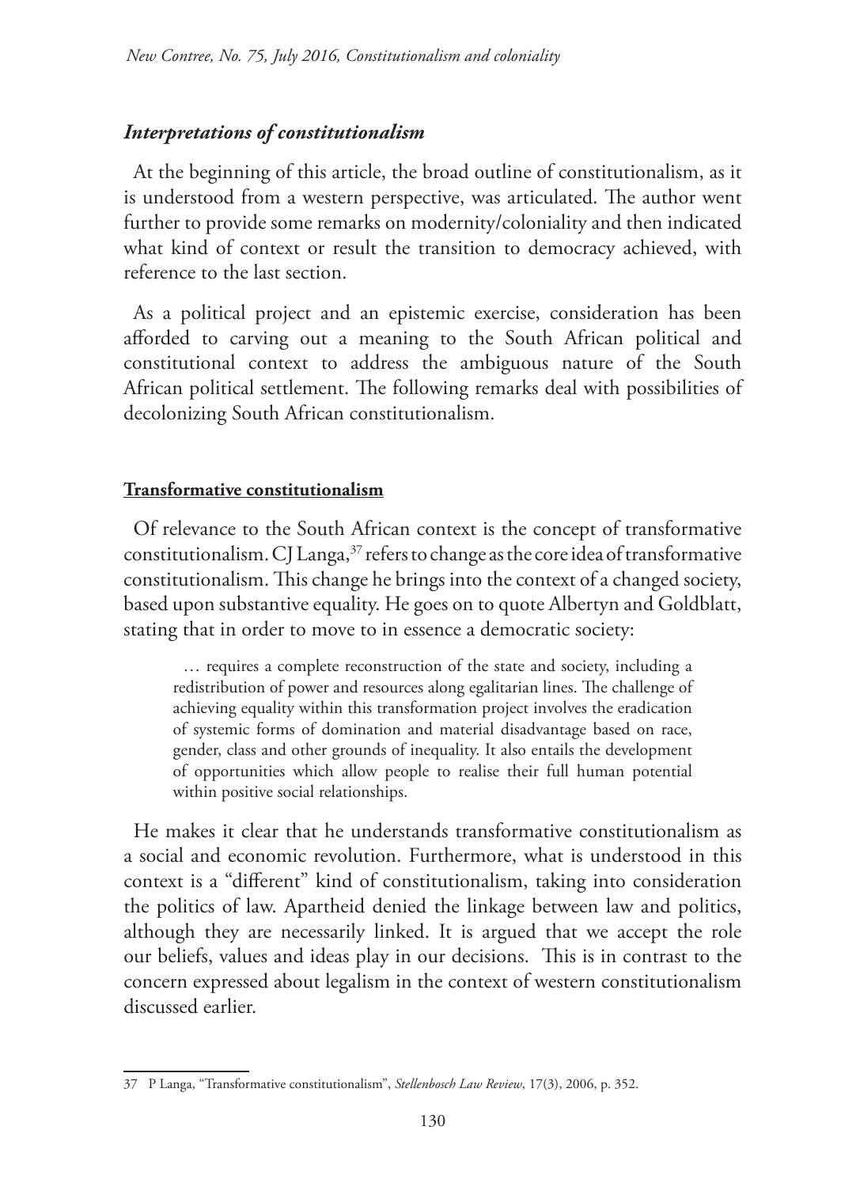### *Interpretations of constitutionalism*

At the beginning of this article, the broad outline of constitutionalism, as it is understood from a western perspective, was articulated. The author went further to provide some remarks on modernity/coloniality and then indicated what kind of context or result the transition to democracy achieved, with reference to the last section.

As a political project and an epistemic exercise, consideration has been afforded to carving out a meaning to the South African political and constitutional context to address the ambiguous nature of the South African political settlement. The following remarks deal with possibilities of decolonizing South African constitutionalism.

#### **Transformative constitutionalism**

Of relevance to the South African context is the concept of transformative constitutionalism. CJ Langa,[37] refers to change as the core idea of transformative constitutionalism. This change he brings into the context of a changed society, based upon substantive equality. He goes on to quote Albertyn and Goldblatt, stating that in order to move to in essence a democratic society:

> … requires a complete reconstruction of the state and society, including a redistribution of power and resources along egalitarian lines. The challenge of achieving equality within this transformation project involves the eradication of systemic forms of domination and material disadvantage based on race, gender, class and other grounds of inequality. It also entails the development of opportunities which allow people to realise their full human potential within positive social relationships.

He makes it clear that he understands transformative constitutionalism as a social and economic revolution. Furthermore, what is understood in this context is a "different" kind of constitutionalism, taking into consideration the politics of law. Apartheid denied the linkage between law and politics, although they are necessarily linked. It is argued that we accept the role our beliefs, values and ideas play in our decisions. This is in contrast to the concern expressed about legalism in the context of western constitutionalism discussed earlier.

---

37 P Langa, "Transformative constitutionalism", *Stellenbosch Law Review*, 17(3), 2006, p. 352.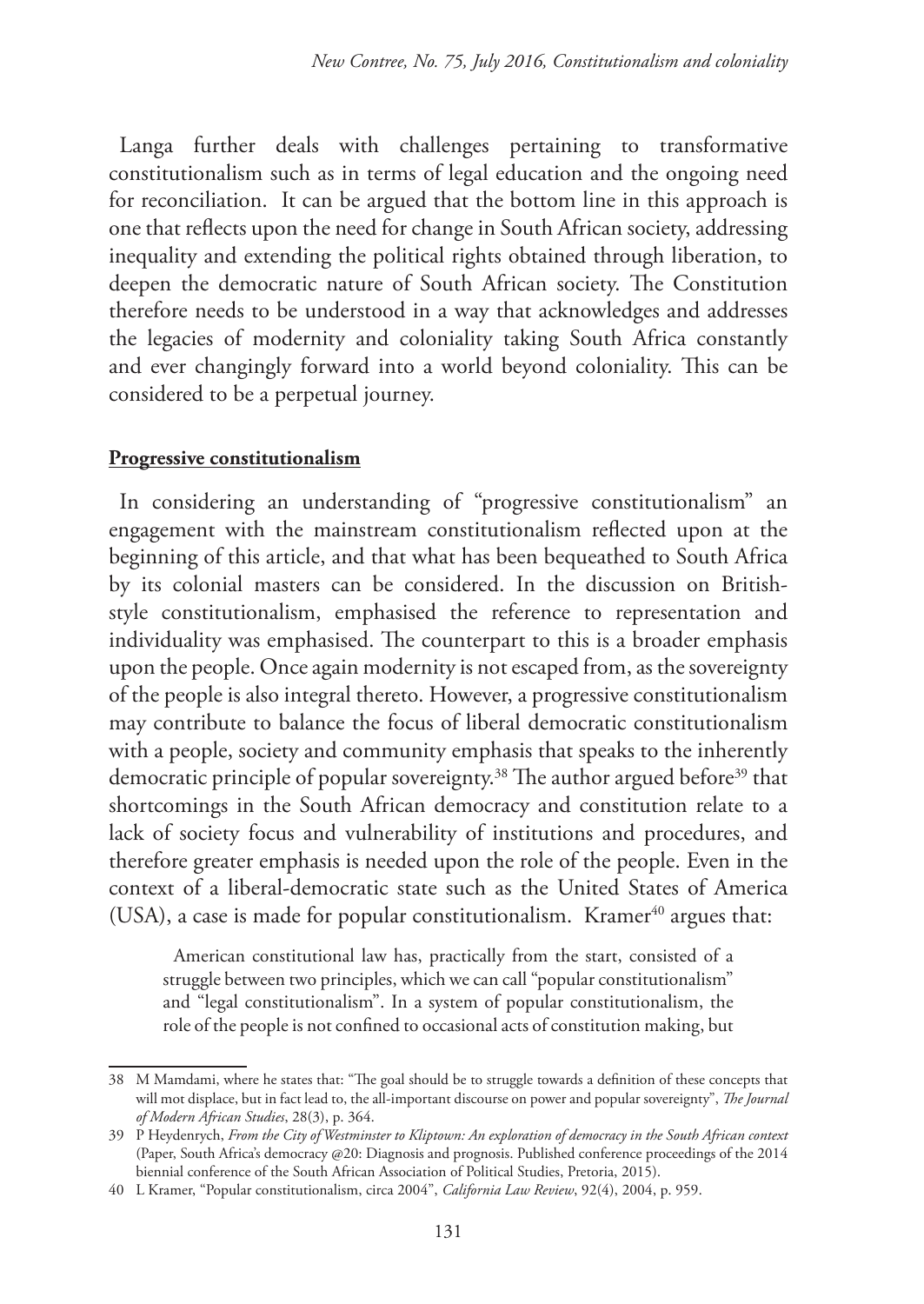Langa further deals with challenges pertaining to transformative constitutionalism such as in terms of legal education and the ongoing need for reconciliation. It can be argued that the bottom line in this approach is one that reflects upon the need for change in South African society, addressing inequality and extending the political rights obtained through liberation, to deepen the democratic nature of South African society. The Constitution therefore needs to be understood in a way that acknowledges and addresses the legacies of modernity and coloniality taking South Africa constantly and ever changingly forward into a world beyond coloniality. This can be considered to be a perpetual journey.

## Progressive constitutionalism

In considering an understanding of "progressive constitutionalism" an engagement with the mainstream constitutionalism reflected upon at the beginning of this article, and that what has been bequeathed to South Africa by its colonial masters can be considered. In the discussion on British-style constitutionalism, emphasised the reference to representation and individuality was emphasised. The counterpart to this is a broader emphasis upon the people. Once again modernity is not escaped from, as the sovereignty of the people is also integral thereto. However, a progressive constitutionalism may contribute to balance the focus of liberal democratic constitutionalism with a people, society and community emphasis that speaks to the inherently democratic principle of popular sovereignty.[38] The author argued before[39] that shortcomings in the South African democracy and constitution relate to a lack of society focus and vulnerability of institutions and procedures, and therefore greater emphasis is needed upon the role of the people. Even in the context of a liberal-democratic state such as the United States of America (USA), a case is made for popular constitutionalism. Kramer[40] argues that:

> American constitutional law has, practically from the start, consisted of a struggle between two principles, which we can call "popular constitutionalism" and "legal constitutionalism". In a system of popular constitutionalism, the role of the people is not confined to occasional acts of constitution making, but

---

38 M Mamdami, where he states that: "The goal should be to struggle towards a definition of these concepts that will mot displace, but in fact lead to, the all-important discourse on power and popular sovereignty", *The Journal of Modern African Studies*, 28(3), p. 364.

39 P Heydenrych, *From the City of Westminster to Kliptown: An exploration of democracy in the South African context* (Paper, South Africa's democracy @20: Diagnosis and prognosis. Published conference proceedings of the 2014 biennial conference of the South African Association of Political Studies, Pretoria, 2015).

40 L Kramer, "Popular constitutionalism, circa 2004", *California Law Review*, 92(4), 2004, p. 959.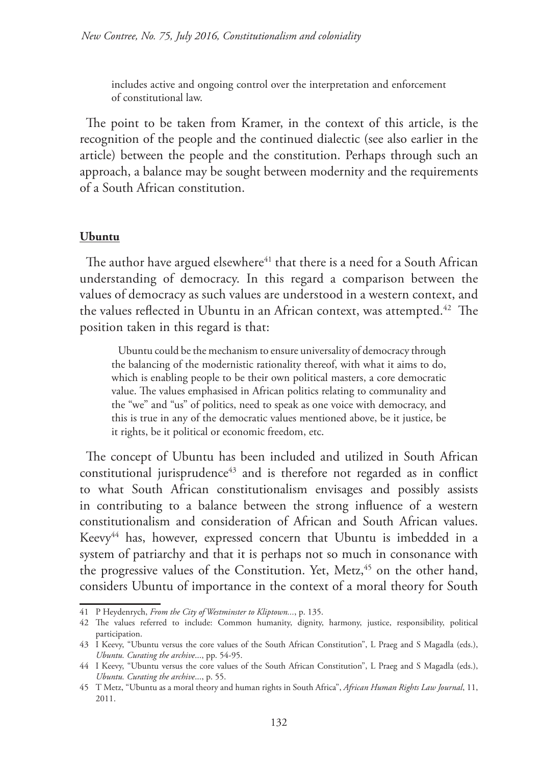> includes active and ongoing control over the interpretation and enforcement of constitutional law.

The point to be taken from Kramer, in the context of this article, is the recognition of the people and the continued dialectic (see also earlier in the article) between the people and the constitution. Perhaps through such an approach, a balance may be sought between modernity and the requirements of a South African constitution.

## Ubuntu

The author have argued elsewhere[41] that there is a need for a South African understanding of democracy. In this regard a comparison between the values of democracy as such values are understood in a western context, and the values reflected in Ubuntu in an African context, was attempted.[42] The position taken in this regard is that:

> Ubuntu could be the mechanism to ensure universality of democracy through the balancing of the modernistic rationality thereof, with what it aims to do, which is enabling people to be their own political masters, a core democratic value. The values emphasised in African politics relating to communality and the "we" and "us" of politics, need to speak as one voice with democracy, and this is true in any of the democratic values mentioned above, be it justice, be it rights, be it political or economic freedom, etc.

The concept of Ubuntu has been included and utilized in South African constitutional jurisprudence[43] and is therefore not regarded as in conflict to what South African constitutionalism envisages and possibly assists in contributing to a balance between the strong influence of a western constitutionalism and consideration of African and South African values. Keevy[44] has, however, expressed concern that Ubuntu is imbedded in a system of patriarchy and that it is perhaps not so much in consonance with the progressive values of the Constitution. Yet, Metz,[45] on the other hand, considers Ubuntu of importance in the context of a moral theory for South

---

41 P Heydenrych, *From the City of Westminster to Kliptown...*, p. 135.

42 The values referred to include: Common humanity, dignity, harmony, justice, responsibility, political participation.

43 I Keevy, "Ubuntu versus the core values of the South African Constitution", L Praeg and S Magadla (eds.), *Ubuntu. Curating the archive...*, pp. 54-95.

44 I Keevy, "Ubuntu versus the core values of the South African Constitution", L Praeg and S Magadla (eds.), *Ubuntu. Curating the archive...*, p. 55.

45 T Metz, "Ubuntu as a moral theory and human rights in South Africa", *African Human Rights Law Journal*, 11, 2011.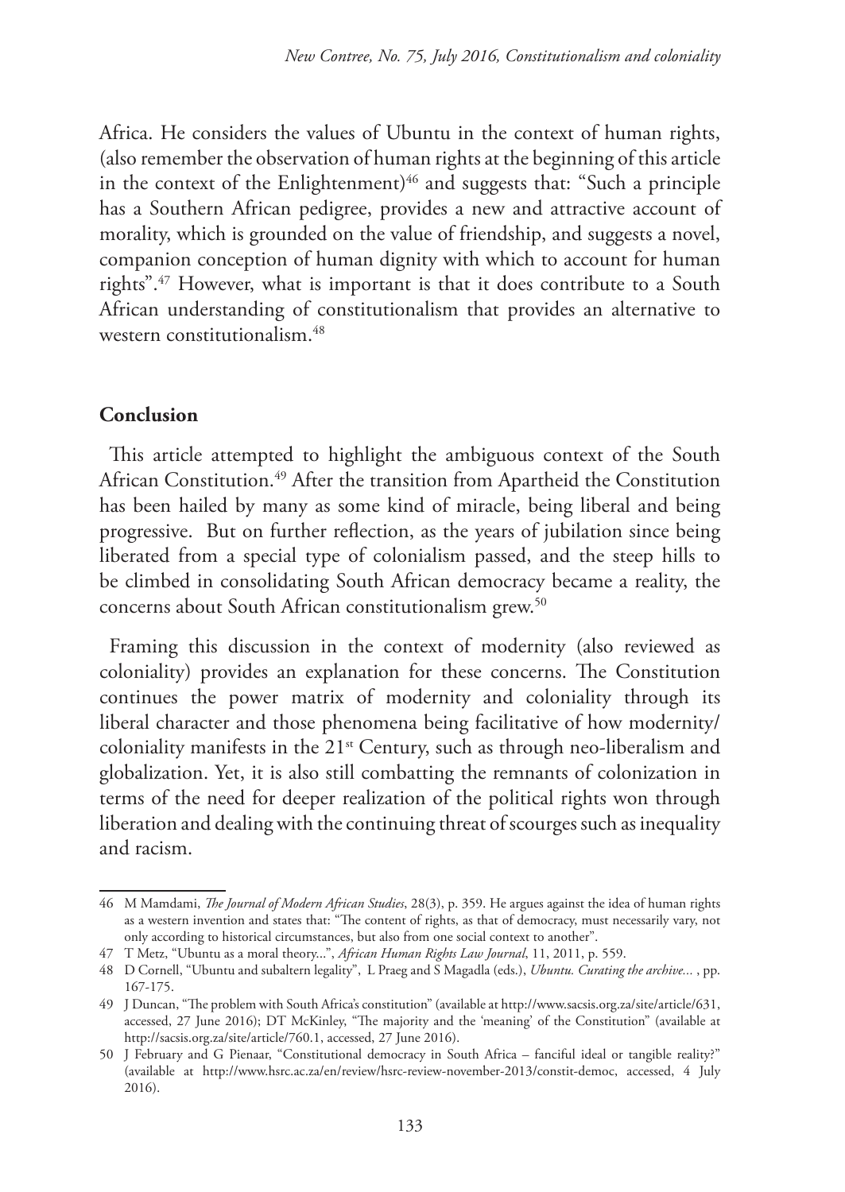Africa. He considers the values of Ubuntu in the context of human rights, (also remember the observation of human rights at the beginning of this article in the context of the Enlightenment)[46] and suggests that: "Such a principle has a Southern African pedigree, provides a new and attractive account of morality, which is grounded on the value of friendship, and suggests a novel, companion conception of human dignity with which to account for human rights".[47] However, what is important is that it does contribute to a South African understanding of constitutionalism that provides an alternative to western constitutionalism.[48]

## Conclusion

This article attempted to highlight the ambiguous context of the South African Constitution.[49] After the transition from Apartheid the Constitution has been hailed by many as some kind of miracle, being liberal and being progressive. But on further reflection, as the years of jubilation since being liberated from a special type of colonialism passed, and the steep hills to be climbed in consolidating South African democracy became a reality, the concerns about South African constitutionalism grew.[50]

Framing this discussion in the context of modernity (also reviewed as coloniality) provides an explanation for these concerns. The Constitution continues the power matrix of modernity and coloniality through its liberal character and those phenomena being facilitative of how modernity/coloniality manifests in the 21st Century, such as through neo-liberalism and globalization. Yet, it is also still combatting the remnants of colonization in terms of the need for deeper realization of the political rights won through liberation and dealing with the continuing threat of scourges such as inequality and racism.

---

46 M Mamdami, *The Journal of Modern African Studies*, 28(3), p. 359. He argues against the idea of human rights as a western invention and states that: "The content of rights, as that of democracy, must necessarily vary, not only according to historical circumstances, but also from one social context to another".

47 T Metz, "Ubuntu as a moral theory...", *African Human Rights Law Journal*, 11, 2011, p. 559.

48 D Cornell, "Ubuntu and subaltern legality", L Praeg and S Magadla (eds.), *Ubuntu. Curating the archive...* , pp. 167-175.

49 J Duncan, "The problem with South Africa's constitution" (available at http://www.sacsis.org.za/site/article/631, accessed, 27 June 2016); DT McKinley, "The majority and the 'meaning' of the Constitution" (available at http://sacsis.org.za/site/article/760.1, accessed, 27 June 2016).

50 J February and G Pienaar, "Constitutional democracy in South Africa – fanciful ideal or tangible reality?" (available at http://www.hsrc.ac.za/en/review/hsrc-review-november-2013/constit-democ, accessed, 4 July 2016).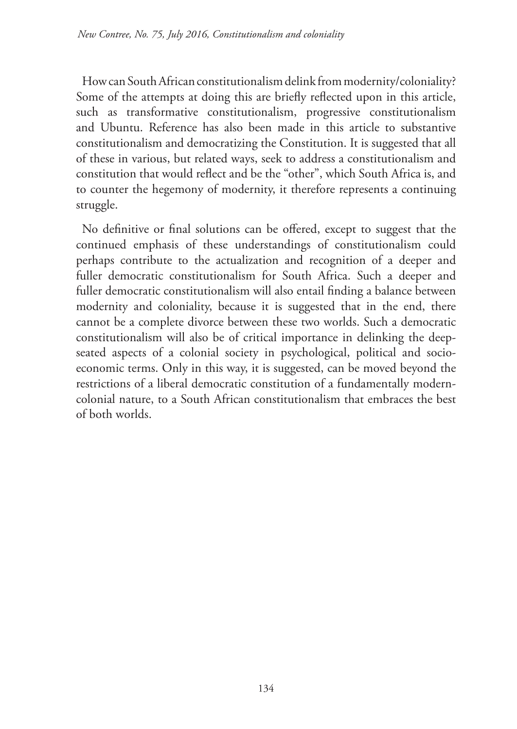How can South African constitutionalism delink from modernity/coloniality? Some of the attempts at doing this are briefly reflected upon in this article, such as transformative constitutionalism, progressive constitutionalism and Ubuntu. Reference has also been made in this article to substantive constitutionalism and democratizing the Constitution. It is suggested that all of these in various, but related ways, seek to address a constitutionalism and constitution that would reflect and be the "other", which South Africa is, and to counter the hegemony of modernity, it therefore represents a continuing struggle.

No definitive or final solutions can be offered, except to suggest that the continued emphasis of these understandings of constitutionalism could perhaps contribute to the actualization and recognition of a deeper and fuller democratic constitutionalism for South Africa. Such a deeper and fuller democratic constitutionalism will also entail finding a balance between modernity and coloniality, because it is suggested that in the end, there cannot be a complete divorce between these two worlds. Such a democratic constitutionalism will also be of critical importance in delinking the deep-seated aspects of a colonial society in psychological, political and socio-economic terms. Only in this way, it is suggested, can be moved beyond the restrictions of a liberal democratic constitution of a fundamentally modern-colonial nature, to a South African constitutionalism that embraces the best of both worlds.